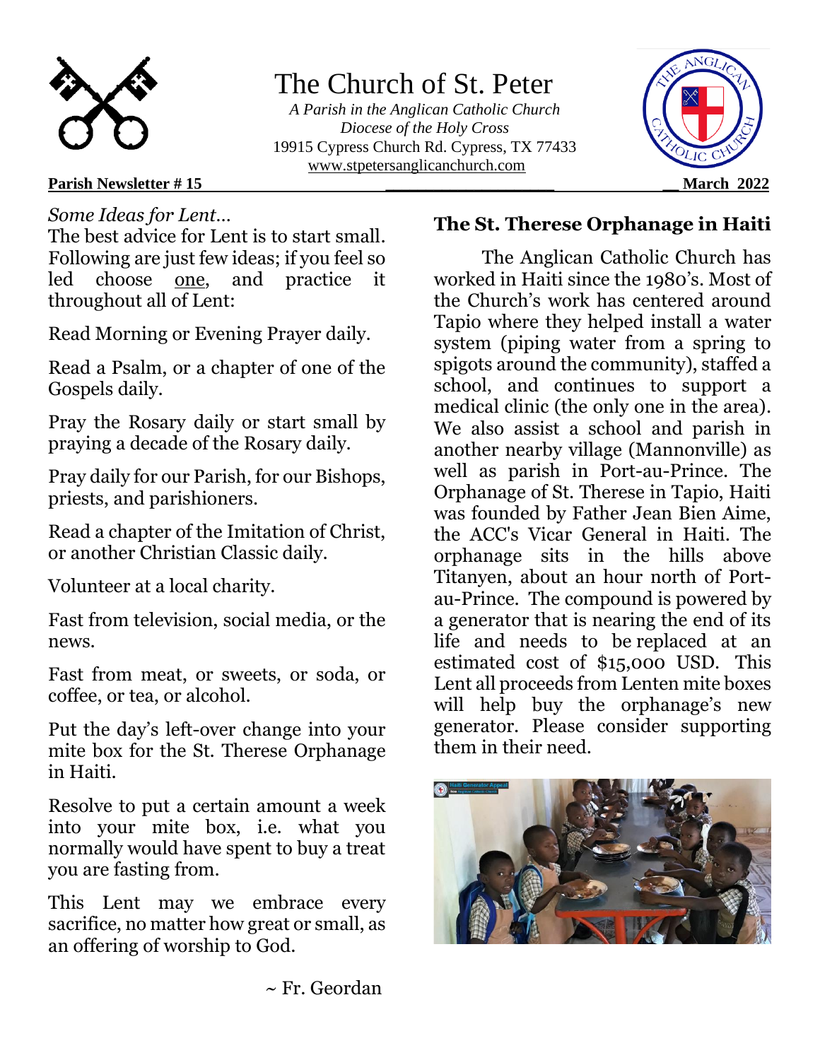# The Church of St. Peter

*A Parish in the Anglican Catholic Church*
*Diocese of the Holy Cross*
19915 Cypress Church Rd. Cypress, TX 77433
www.stpetersanglicanchurch.com

**Parish Newsletter # 15** **March 2022**

*Some Ideas for Lent…*

The best advice for Lent is to start small. Following are just few ideas; if you feel so led choose one, and practice it throughout all of Lent:

Read Morning or Evening Prayer daily.

Read a Psalm, or a chapter of one of the Gospels daily.

Pray the Rosary daily or start small by praying a decade of the Rosary daily.

Pray daily for our Parish, for our Bishops, priests, and parishioners.

Read a chapter of the Imitation of Christ, or another Christian Classic daily.

Volunteer at a local charity.

Fast from television, social media, or the news.

Fast from meat, or sweets, or soda, or coffee, or tea, or alcohol.

Put the day's left-over change into your mite box for the St. Therese Orphanage in Haiti.

Resolve to put a certain amount a week into your mite box, i.e. what you normally would have spent to buy a treat you are fasting from.

This Lent may we embrace every sacrifice, no matter how great or small, as an offering of worship to God.

~ Fr. Geordan

## The St. Therese Orphanage in Haiti

The Anglican Catholic Church has worked in Haiti since the 1980's. Most of the Church's work has centered around Tapio where they helped install a water system (piping water from a spring to spigots around the community), staffed a school, and continues to support a medical clinic (the only one in the area). We also assist a school and parish in another nearby village (Mannonville) as well as parish in Port-au-Prince. The Orphanage of St. Therese in Tapio, Haiti was founded by Father Jean Bien Aime, the ACC's Vicar General in Haiti. The orphanage sits in the hills above Titanyen, about an hour north of Port-au-Prince. The compound is powered by a generator that is nearing the end of its life and needs to be replaced at an estimated cost of $15,000 USD. This Lent all proceeds from Lenten mite boxes will help buy the orphanage's new generator. Please consider supporting them in their need.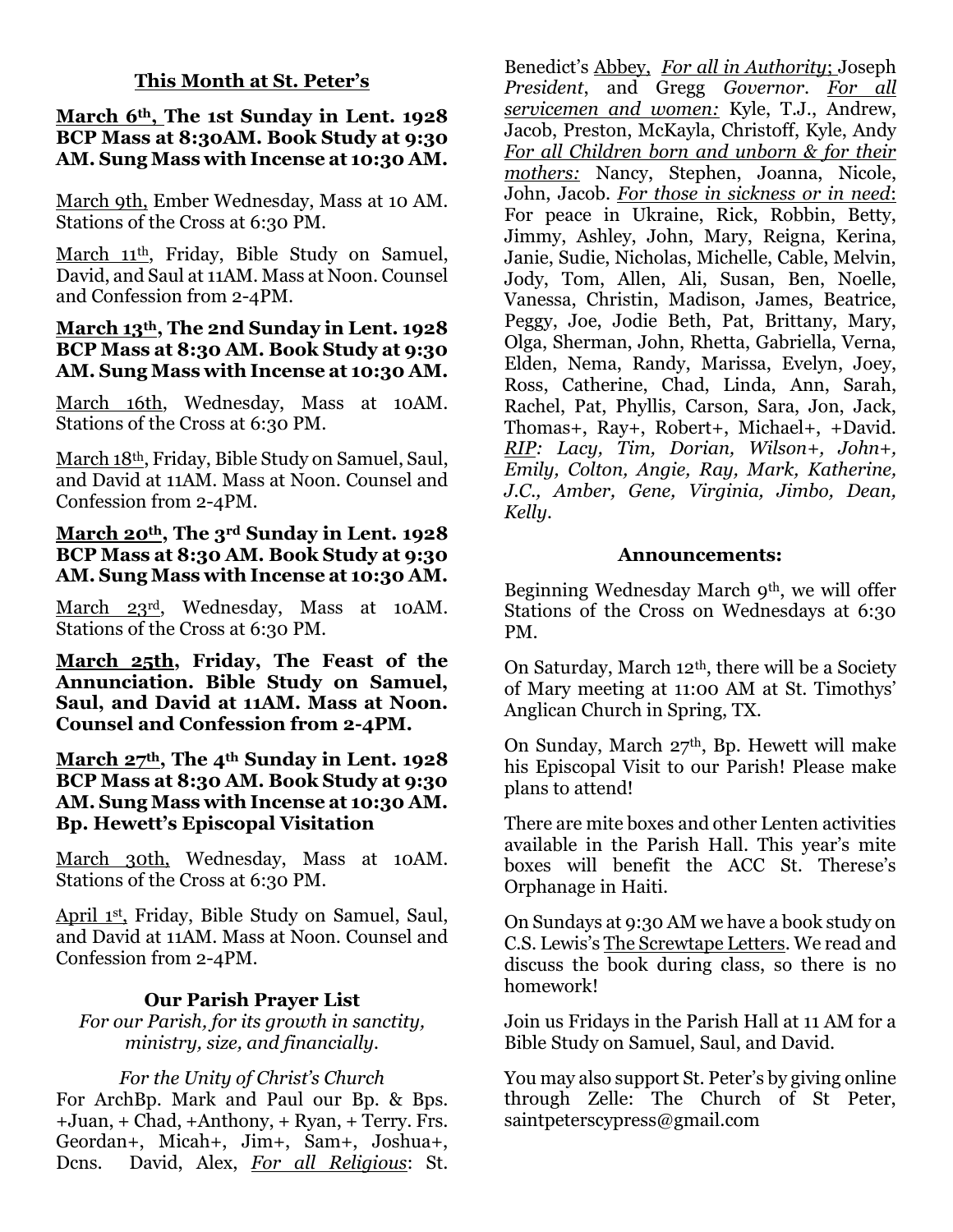## This Month at St. Peter's

**March 6th, The 1st Sunday in Lent. 1928 BCP Mass at 8:30AM. Book Study at 9:30 AM. Sung Mass with Incense at 10:30 AM.**

March 9th, Ember Wednesday, Mass at 10 AM. Stations of the Cross at 6:30 PM.

March 11th, Friday, Bible Study on Samuel, David, and Saul at 11AM. Mass at Noon. Counsel and Confession from 2-4PM.

**March 13th, The 2nd Sunday in Lent. 1928 BCP Mass at 8:30 AM. Book Study at 9:30 AM. Sung Mass with Incense at 10:30 AM.**

March 16th, Wednesday, Mass at 10AM. Stations of the Cross at 6:30 PM.

March 18th, Friday, Bible Study on Samuel, Saul, and David at 11AM. Mass at Noon. Counsel and Confession from 2-4PM.

**March 20th, The 3rd Sunday in Lent. 1928 BCP Mass at 8:30 AM. Book Study at 9:30 AM. Sung Mass with Incense at 10:30 AM.**

March 23rd, Wednesday, Mass at 10AM. Stations of the Cross at 6:30 PM.

**March 25th, Friday, The Feast of the Annunciation. Bible Study on Samuel, Saul, and David at 11AM. Mass at Noon. Counsel and Confession from 2-4PM.**

**March 27th, The 4th Sunday in Lent. 1928 BCP Mass at 8:30 AM. Book Study at 9:30 AM. Sung Mass with Incense at 10:30 AM. Bp. Hewett's Episcopal Visitation**

March 30th, Wednesday, Mass at 10AM. Stations of the Cross at 6:30 PM.

April 1st, Friday, Bible Study on Samuel, Saul, and David at 11AM. Mass at Noon. Counsel and Confession from 2-4PM.

## Our Parish Prayer List

*For our Parish, for its growth in sanctity, ministry, size, and financially.*

*For the Unity of Christ's Church*

For ArchBp. Mark and Paul our Bp. & Bps. +Juan, + Chad, +Anthony, + Ryan, + Terry. Frs. Geordan+, Micah+, Jim+, Sam+, Joshua+, Dcns. David, Alex, *For all Religious*: St. Benedict's Abbey, *For all in Authority*; Joseph *President*, and Gregg *Governor*. *For all servicemen and women:* Kyle, T.J., Andrew, Jacob, Preston, McKayla, Christoff, Kyle, Andy *For all Children born and unborn & for their mothers:* Nancy, Stephen, Joanna, Nicole, John, Jacob. *For those in sickness or in need*: For peace in Ukraine, Rick, Robbin, Betty, Jimmy, Ashley, John, Mary, Reigna, Kerina, Janie, Sudie, Nicholas, Michelle, Cable, Melvin, Jody, Tom, Allen, Ali, Susan, Ben, Noelle, Vanessa, Christin, Madison, James, Beatrice, Peggy, Joe, Jodie Beth, Pat, Brittany, Mary, Olga, Sherman, John, Rhetta, Gabriella, Verna, Elden, Nema, Randy, Marissa, Evelyn, Joey, Ross, Catherine, Chad, Linda, Ann, Sarah, Rachel, Pat, Phyllis, Carson, Sara, Jon, Jack, Thomas+, Ray+, Robert+, Michael+, +David. *RIP: Lacy, Tim, Dorian, Wilson+, John+, Emily, Colton, Angie, Ray, Mark, Katherine, J.C., Amber, Gene, Virginia, Jimbo, Dean, Kelly.*

## Announcements:

Beginning Wednesday March 9th, we will offer Stations of the Cross on Wednesdays at 6:30 PM.

On Saturday, March 12th, there will be a Society of Mary meeting at 11:00 AM at St. Timothys' Anglican Church in Spring, TX.

On Sunday, March 27th, Bp. Hewett will make his Episcopal Visit to our Parish! Please make plans to attend!

There are mite boxes and other Lenten activities available in the Parish Hall. This year's mite boxes will benefit the ACC St. Therese's Orphanage in Haiti.

On Sundays at 9:30 AM we have a book study on C.S. Lewis's The Screwtape Letters. We read and discuss the book during class, so there is no homework!

Join us Fridays in the Parish Hall at 11 AM for a Bible Study on Samuel, Saul, and David.

You may also support St. Peter's by giving online through Zelle: The Church of St Peter, saintpeterscypress@gmail.com